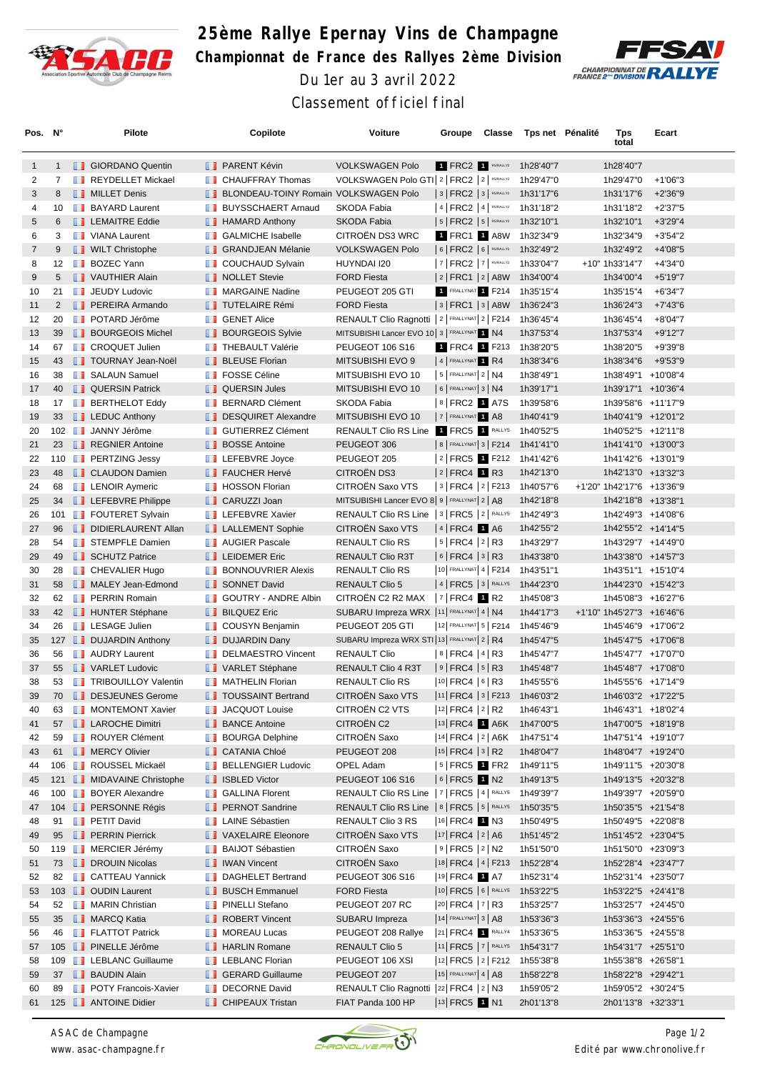# 25ème Rallye Epernay Vins de Champagne

## Championnat de France des Rallyes 2ème Division

Du 1er au 3 avril 2022

Classement officiel final

| Pos. | N° | Pilote | Copilote | Voiture | Groupe | Classe | Tps net | Pénalité | Tps total | Ecart |
|---|---|---|---|---|---|---|---|---|---|---|
| 1 | 1 | GIORDANO Quentin | PARENT Kévin | VOLKSWAGEN Polo | 1 FRC2 | 1 R5/RALLY2 | 1h28'40"7 | | 1h28'40"7 | |
| 2 | 7 | REYDELLET Mickael | CHAUFFRAY Thomas | VOLKSWAGEN Polo GTI | 2 FRC2 | 2 R5/RALLY2 | 1h29'47"0 | | 1h29'47"0 | +1'06"3 |
| 3 | 8 | MILLET Denis | BLONDEAU-TOINY Romain | VOLKSWAGEN Polo | 3 FRC2 | 3 R5/RALLY2 | 1h31'17"6 | | 1h31'17"6 | +2'36"9 |
| 4 | 10 | BAYARD Laurent | BUYSSCHAERT Arnaud | SKODA Fabia | 4 FRC2 | 4 R5/RALLY2 | 1h31'18"2 | | 1h31'18"2 | +2'37"5 |
| 5 | 6 | LEMAITRE Eddie | HAMARD Anthony | SKODA Fabia | 5 FRC2 | 5 R5/RALLY2 | 1h32'10"1 | | 1h32'10"1 | +3'29"4 |
| 6 | 3 | VIANA Laurent | GALMICHE Isabelle | CITROËN DS3 WRC | 1 FRC1 | 1 A8W | 1h32'34"9 | | 1h32'34"9 | +3'54"2 |
| 7 | 9 | WILT Christophe | GRANDJEAN Mélanie | VOLKSWAGEN Polo | 6 FRC2 | 6 R5/RALLY2 | 1h32'49"2 | | 1h32'49"2 | +4'08"5 |
| 8 | 12 | BOZEC Yann | COUCHAUD Sylvain | HUYNDAI I20 | 7 FRC2 | 7 R5/RALLY2 | 1h33'04"7 | +10" | 1h33'14"7 | +4'34"0 |
| 9 | 5 | VAUTHIER Alain | NOLLET Stevie | FORD Fiesta | 2 FRC1 | 2 A8W | 1h34'00"4 | | 1h34'00"4 | +5'19"7 |
| 10 | 21 | JEUDY Ludovic | MARGAINE Nadine | PEUGEOT 205 GTI | 1 FRALLYNAT | 1 F214 | 1h35'15"4 | | 1h35'15"4 | +6'34"7 |
| 11 | 2 | PEREIRA Armando | TUTELAIRE Rémi | FORD Fiesta | 3 FRC1 | 3 A8W | 1h36'24"3 | | 1h36'24"3 | +7'43"6 |
| 12 | 20 | POTARD Jérôme | GENET Alice | RENAULT Clio Ragnotti | 2 FRALLYNAT | 2 F214 | 1h36'45"4 | | 1h36'45"4 | +8'04"7 |
| 13 | 39 | BOURGEOIS Michel | BOURGEOIS Sylvie | MITSUBISHI Lancer EVO 10 | 3 FRALLYNAT | 1 N4 | 1h37'53"4 | | 1h37'53"4 | +9'12"7 |
| 14 | 67 | CROQUET Julien | THEBAULT Valérie | PEUGEOT 106 S16 | 1 FRC4 | 1 F213 | 1h38'20"5 | | 1h38'20"5 | +9'39"8 |
| 15 | 43 | TOURNAY Jean-Noël | BLEUSE Florian | MITSUBISHI EVO 9 | 4 FRALLYNAT | 1 R4 | 1h38'34"6 | | 1h38'34"6 | +9'53"9 |
| 16 | 38 | SALAUN Samuel | FOSSE Céline | MITSUBISHI EVO 10 | 5 FRALLYNAT | 2 N4 | 1h38'49"1 | | 1h38'49"1 | +10'08"4 |
| 17 | 40 | QUERSIN Patrick | QUERSIN Jules | MITSUBISHI EVO 10 | 6 FRALLYNAT | 3 N4 | 1h39'17"1 | | 1h39'17"1 | +10'36"4 |
| 18 | 17 | BERTHELOT Eddy | BERNARD Clément | SKODA Fabia | 8 FRC2 | 1 A7S | 1h39'58"6 | | 1h39'58"6 | +11'17"9 |
| 19 | 33 | LEDUC Anthony | DESQUIRET Alexandre | MITSUBISHI EVO 10 | 7 FRALLYNAT | 1 A8 | 1h40'41"9 | | 1h40'41"9 | +12'01"2 |
| 20 | 102 | JANNY Jérôme | GUTIERREZ Clément | RENAULT Clio RS Line | 1 FRC5 | 1 RALLY5 | 1h40'52"5 | | 1h40'52"5 | +12'11"8 |
| 21 | 23 | REGNIER Antoine | BOSSE Antoine | PEUGEOT 306 | 8 FRALLYNAT | 3 F214 | 1h41'41"0 | | 1h41'41"0 | +13'00"3 |
| 22 | 110 | PERTZING Jessy | LEFEBVRE Joyce | PEUGEOT 205 | 2 FRC5 | 1 F212 | 1h41'42"6 | | 1h41'42"6 | +13'01"9 |
| 23 | 48 | CLAUDON Damien | FAUCHER Hervé | CITROËN DS3 | 2 FRC4 | 1 R3 | 1h42'13"0 | | 1h42'13"0 | +13'32"3 |
| 24 | 68 | LENOIR Aymeric | HOSSON Florian | CITROËN Saxo VTS | 3 FRC4 | 2 F213 | 1h40'57"6 | +1'20" | 1h42'17"6 | +13'36"9 |
| 25 | 34 | LEFEBVRE Philippe | CARUZZI Joan | MITSUBISHI Lancer EVO 8 | 9 FRALLYNAT | 2 A8 | 1h42'18"8 | | 1h42'18"8 | +13'38"1 |
| 26 | 101 | FOUTERET Sylvain | LEFEBVRE Xavier | RENAULT Clio RS Line | 3 FRC5 | 2 RALLY5 | 1h42'49"3 | | 1h42'49"3 | +14'08"6 |
| 27 | 96 | DIDIERLAURENT Allan | LALLEMENT Sophie | CITROËN Saxo VTS | 4 FRC4 | 1 A6 | 1h42'55"2 | | 1h42'55"2 | +14'14"5 |
| 28 | 54 | STEMPFLE Damien | AUGIER Pascale | RENAULT Clio RS | 5 FRC4 | 2 R3 | 1h43'29"7 | | 1h43'29"7 | +14'49"0 |
| 29 | 49 | SCHUTZ Patrice | LEIDEMER Eric | RENAULT Clio R3T | 6 FRC4 | 3 R3 | 1h43'38"0 | | 1h43'38"0 | +14'57"3 |
| 30 | 28 | CHEVALIER Hugo | BONNOUVRIER Alexis | RENAULT Clio RS | 10 FRALLYNAT | 4 F214 | 1h43'51"1 | | 1h43'51"1 | +15'10"4 |
| 31 | 58 | MALEY Jean-Edmond | SONNET David | RENAULT Clio 5 | 4 FRC5 | 3 RALLY5 | 1h44'23"0 | | 1h44'23"0 | +15'42"3 |
| 32 | 62 | PERRIN Romain | GOUTRY - ANDRE Albin | CITROËN C2 R2 MAX | 7 FRC4 | 1 R2 | 1h45'08"3 | | 1h45'08"3 | +16'27"6 |
| 33 | 42 | HUNTER Stéphane | BILQUEZ Eric | SUBARU Impreza WRX | 11 FRALLYNAT | 4 N4 | 1h44'17"3 | +1'10" | 1h45'27"3 | +16'46"6 |
| 34 | 26 | LESAGE Julien | COUSYN Benjamin | PEUGEOT 205 GTI | 12 FRALLYNAT | 5 F214 | 1h45'46"9 | | 1h45'46"9 | +17'06"2 |
| 35 | 127 | DUJARDIN Anthony | DUJARDIN Dany | SUBARU Impreza WRX STI | 13 FRALLYNAT | 2 R4 | 1h45'47"5 | | 1h45'47"5 | +17'06"8 |
| 36 | 56 | AUDRY Laurent | DELMAESTRO Vincent | RENAULT Clio | 8 FRC4 | 4 R3 | 1h45'47"7 | | 1h45'47"7 | +17'07"0 |
| 37 | 55 | VARLET Ludovic | VARLET Stéphane | RENAULT Clio 4 R3T | 9 FRC4 | 5 R3 | 1h45'48"7 | | 1h45'48"7 | +17'08"0 |
| 38 | 53 | TRIBOUILLOY Valentin | MATHELIN Florian | RENAULT Clio RS | 10 FRC4 | 6 R3 | 1h45'55"6 | | 1h45'55"6 | +17'14"9 |
| 39 | 70 | DESJEUNES Gerome | TOUSSAINT Bertrand | CITROËN Saxo VTS | 11 FRC4 | 3 F213 | 1h46'03"2 | | 1h46'03"2 | +17'22"5 |
| 40 | 63 | MONTEMONT Xavier | JACQUOT Louise | CITROËN C2 VTS | 12 FRC4 | 2 R2 | 1h46'43"1 | | 1h46'43"1 | +18'02"4 |
| 41 | 57 | LAROCHE Dimitri | BANCE Antoine | CITROËN C2 | 13 FRC4 | 1 A6K | 1h47'00"5 | | 1h47'00"5 | +18'19"8 |
| 42 | 59 | ROUYER Clément | BOURGA Delphine | CITROËN Saxo | 14 FRC4 | 2 A6K | 1h47'51"4 | | 1h47'51"4 | +19'10"7 |
| 43 | 61 | MERCY Olivier | CATANIA Chloé | PEUGEOT 208 | 15 FRC4 | 3 R2 | 1h48'04"7 | | 1h48'04"7 | +19'24"0 |
| 44 | 106 | ROUSSEL Mickaël | BELLENGIER Ludovic | OPEL Adam | 5 FRC5 | 1 FR2 | 1h49'11"5 | | 1h49'11"5 | +20'30"8 |
| 45 | 121 | MIDAVAINE Christophe | ISBLED Victor | PEUGEOT 106 S16 | 6 FRC5 | 1 N2 | 1h49'13"5 | | 1h49'13"5 | +20'32"8 |
| 46 | 100 | BOYER Alexandre | GALLINA Florent | RENAULT Clio RS Line | 7 FRC5 | 4 RALLY5 | 1h49'39"7 | | 1h49'39"7 | +20'59"0 |
| 47 | 104 | PERSONNE Régis | PERNOT Sandrine | RENAULT Clio RS Line | 8 FRC5 | 5 RALLY5 | 1h50'35"5 | | 1h50'35"5 | +21'54"8 |
| 48 | 91 | PETIT David | LAINE Sébastien | RENAULT Clio 3 RS | 16 FRC4 | 1 N3 | 1h50'49"5 | | 1h50'49"5 | +22'08"8 |
| 49 | 95 | PERRIN Pierrick | VAXELAIRE Eleonore | CITROËN Saxo VTS | 17 FRC4 | 2 A6 | 1h51'45"2 | | 1h51'45"2 | +23'04"5 |
| 50 | 119 | MERCIER Jérémy | BAIJOT Sébastien | CITROËN Saxo | 9 FRC5 | 2 N2 | 1h51'50"0 | | 1h51'50"0 | +23'09"3 |
| 51 | 73 | DROUIN Nicolas | IWAN Vincent | CITROËN Saxo | 18 FRC4 | 4 F213 | 1h52'28"4 | | 1h52'28"4 | +23'47"7 |
| 52 | 82 | CATTEAU Yannick | DAGHELET Bertrand | PEUGEOT 306 S16 | 19 FRC4 | 1 A7 | 1h52'31"4 | | 1h52'31"4 | +23'50"7 |
| 53 | 103 | OUDIN Laurent | BUSCH Emmanuel | FORD Fiesta | 10 FRC5 | 6 RALLY5 | 1h53'22"5 | | 1h53'22"5 | +24'41"8 |
| 54 | 52 | MARIN Christian | PINELLI Stefano | PEUGEOT 207 RC | 20 FRC4 | 7 R3 | 1h53'25"7 | | 1h53'25"7 | +24'45"0 |
| 55 | 35 | MARCQ Katia | ROBERT Vincent | SUBARU Impreza | 14 FRALLYNAT | 3 A8 | 1h53'36"3 | | 1h53'36"3 | +24'55"6 |
| 56 | 46 | FLATTOT Patrick | MOREAU Lucas | PEUGEOT 208 Rallye | 21 FRC4 | 1 RALLY4 | 1h53'36"5 | | 1h53'36"5 | +24'55"8 |
| 57 | 105 | PINELLE Jérôme | HARLIN Romane | RENAULT Clio 5 | 11 FRC5 | 7 RALLY5 | 1h54'31"7 | | 1h54'31"7 | +25'51"0 |
| 58 | 109 | LEBLANC Guillaume | LEBLANC Florian | PEUGEOT 106 XSI | 12 FRC5 | 2 F212 | 1h55'38"8 | | 1h55'38"8 | +26'58"1 |
| 59 | 37 | BAUDIN Alain | GERARD Guillaume | PEUGEOT 207 | 15 FRALLYNAT | 4 A8 | 1h58'22"8 | | 1h58'22"8 | +29'42"1 |
| 60 | 89 | POTY Francois-Xavier | DECORNE David | RENAULT Clio Ragnotti | 22 FRC4 | 2 N3 | 1h59'05"2 | | 1h59'05"2 | +30'24"5 |
| 61 | 125 | ANTOINE Didier | CHIPEAUX Tristan | FIAT Panda 100 HP | 13 FRC5 | 1 N1 | 2h01'13"8 | | 2h01'13"8 | +32'33"1 |

ASAC de Champagne
www.asac-champagne.fr

Edité par www.chronolive.fr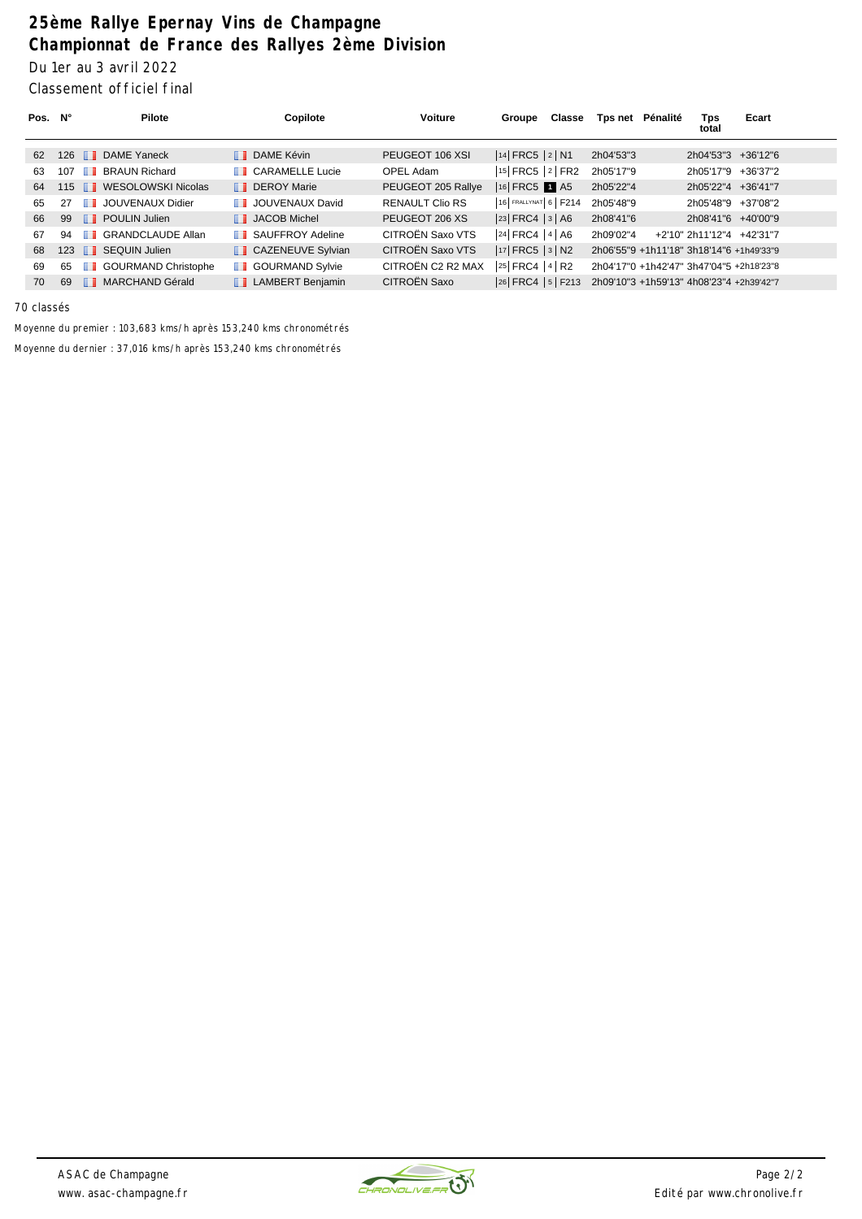# 25ème Rallye Epernay Vins de Champagne
# Championnat de France des Rallyes 2ème Division

Du 1er au 3 avril 2022

Classement officiel final

| Pos. | N° | Pilote | Copilote | Voiture | Groupe | Classe | Tps net | Pénalité | Tps total | Ecart |
|---|---|---|---|---|---|---|---|---|---|---|
| 62 | 126 | DAME Yaneck | DAME Kévin | PEUGEOT 106 XSI | 14 FRC5 | 2 N1 | 2h04'53"3 | | 2h04'53"3 | +36'12"6 |
| 63 | 107 | BRAUN Richard | CARAMELLE Lucie | OPEL Adam | 15 FRC5 | 2 FR2 | 2h05'17"9 | | 2h05'17"9 | +36'37"2 |
| 64 | 115 | WESOLOWSKI Nicolas | DEROY Marie | PEUGEOT 205 Rallye | 16 FRC5 | 1 A5 | 2h05'22"4 | | 2h05'22"4 | +36'41"7 |
| 65 | 27 | JOUVENAUX Didier | JOUVENAUX David | RENAULT Clio RS | 16 FRALLYNAT | 6 F214 | 2h05'48"9 | | 2h05'48"9 | +37'08"2 |
| 66 | 99 | POULIN Julien | JACOB Michel | PEUGEOT 206 XS | 23 FRC4 | 3 A6 | 2h08'41"6 | | 2h08'41"6 | +40'00"9 |
| 67 | 94 | GRANDCLAUDE Allan | SAUFFROY Adeline | CITROËN Saxo VTS | 24 FRC4 | 4 A6 | 2h09'02"4 | +2'10" | 2h11'12"4 | +42'31"7 |
| 68 | 123 | SEQUIN Julien | CAZENEUVE Sylvian | CITROËN Saxo VTS | 17 FRC5 | 3 N2 | 2h06'55"9 | +1h11'18" | 3h18'14"6 | +1h49'33"9 |
| 69 | 65 | GOURMAND Christophe | GOURMAND Sylvie | CITROËN C2 R2 MAX | 25 FRC4 | 4 R2 | 2h04'17"0 | +1h42'47" | 3h47'04"5 | +2h18'23"8 |
| 70 | 69 | MARCHAND Gérald | LAMBERT Benjamin | CITROËN Saxo | 26 FRC4 | 5 F213 | 2h09'10"3 | +1h59'13" | 4h08'23"4 | +2h39'42"7 |

70 classés

Moyenne du premier : 103,683 kms/h après 153,240 kms chronométrés

Moyenne du dernier : 37,016 kms/h après 153,240 kms chronométrés

ASAC de Champagne
www.asac-champagne.fr

Edité par www.chronolive.fr